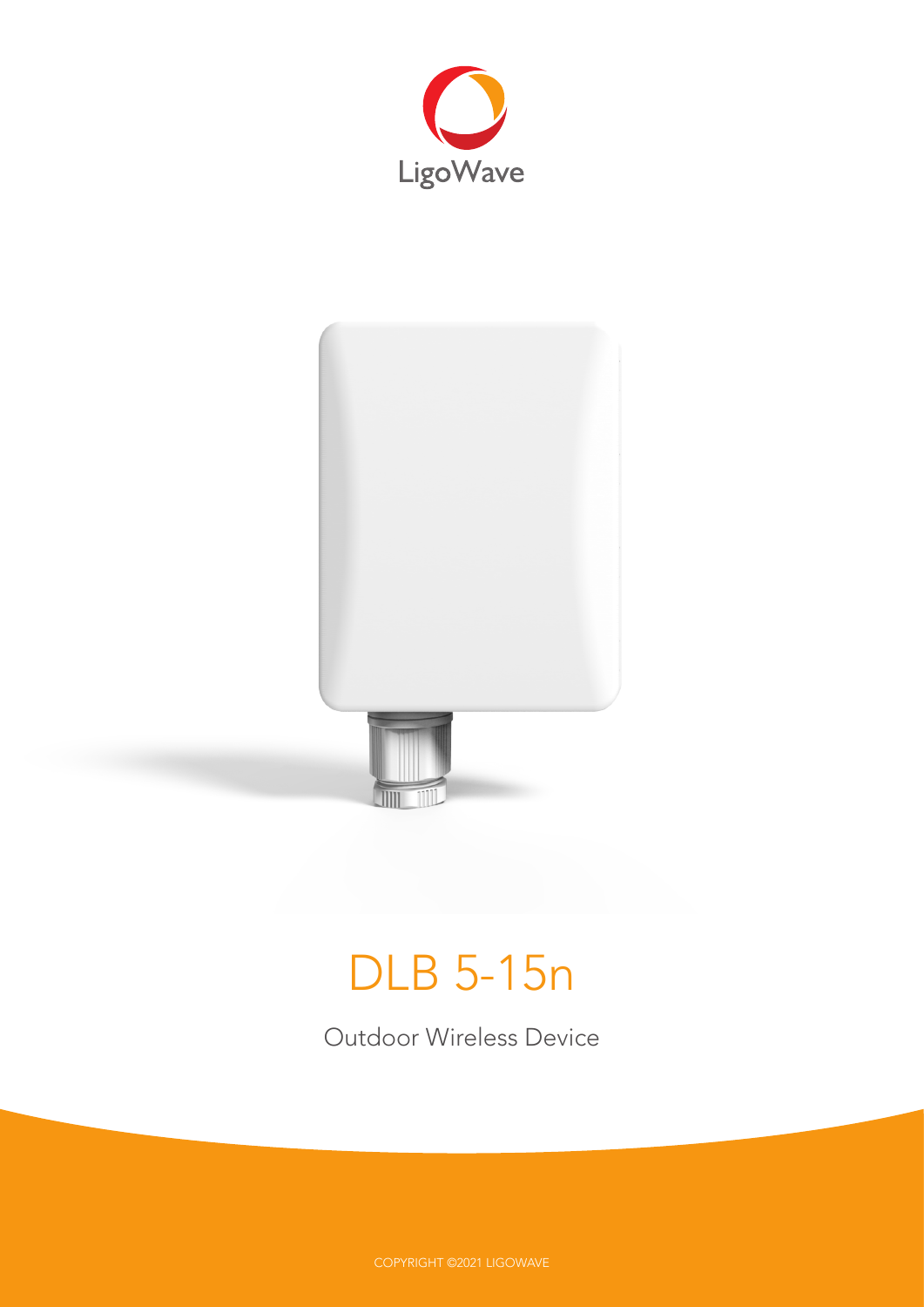LigoWave

# DLB 5-15n

Outdoor Wireless Device

COPYRIGHT ©2021 LIGOWAVE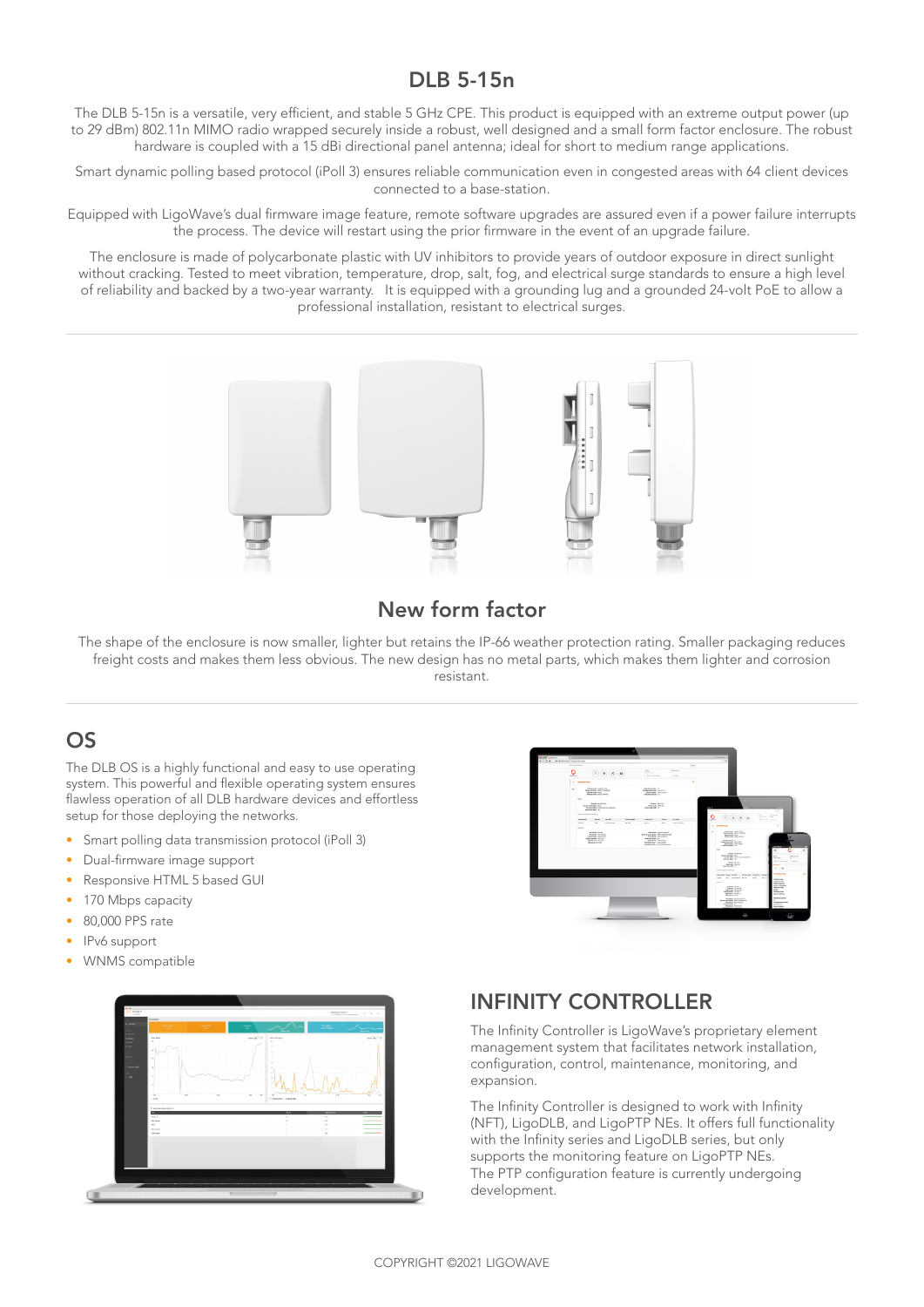## DLB 5-15n

The DLB 5-15n is a versatile, very efficient, and stable 5 GHz CPE. This product is equipped with an extreme output power (up to 29 dBm) 802.11n MIMO radio wrapped securely inside a robust, well designed and a small form factor enclosure. The robust hardware is coupled with a 15 dBi directional panel antenna; ideal for short to medium range applications.

Smart dynamic polling based protocol (iPoll 3) ensures reliable communication even in congested areas with 64 client devices connected to a base-station.

Equipped with LigoWave's dual firmware image feature, remote software upgrades are assured even if a power failure interrupts the process. The device will restart using the prior firmware in the event of an upgrade failure.

The enclosure is made of polycarbonate plastic with UV inhibitors to provide years of outdoor exposure in direct sunlight without cracking. Tested to meet vibration, temperature, drop, salt, fog, and electrical surge standards to ensure a high level of reliability and backed by a two-year warranty. It is equipped with a grounding lug and a grounded 24-volt PoE to allow a professional installation, resistant to electrical surges.

## New form factor

The shape of the enclosure is now smaller, lighter but retains the IP-66 weather protection rating. Smaller packaging reduces freight costs and makes them less obvious. The new design has no metal parts, which makes them lighter and corrosion resistant.

## OS

The DLB OS is a highly functional and easy to use operating system. This powerful and flexible operating system ensures flawless operation of all DLB hardware devices and effortless setup for those deploying the networks.

- Smart polling data transmission protocol (iPoll 3)
- Dual-firmware image support
- Responsive HTML 5 based GUI
- 170 Mbps capacity
- 80,000 PPS rate
- IPv6 support
- WNMS compatible

## INFINITY CONTROLLER

The Infinity Controller is LigoWave's proprietary element management system that facilitates network installation, configuration, control, maintenance, monitoring, and expansion.

The Infinity Controller is designed to work with Infinity (NFT), LigoDLB, and LigoPTP NEs. It offers full functionality with the Infinity series and LigoDLB series, but only supports the monitoring feature on LigoPTP NEs. The PTP configuration feature is currently undergoing development.

COPYRIGHT ©2021 LIGOWAVE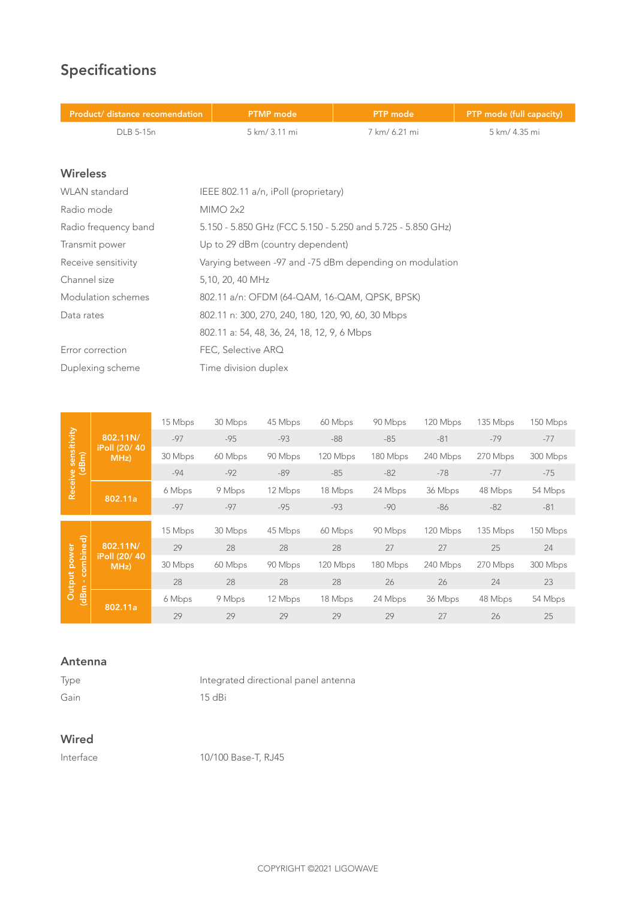## Specifications

| Product/ distance recomendation | PTMP mode | PTP mode | PTP mode (full capacity) |
|---|---|---|---|
| DLB 5-15n | 5 km/ 3.11 mi | 7 km/ 6.21 mi | 5 km/ 4.35 mi |

### Wireless

| | |
|---|---|
| WLAN standard | IEEE 802.11 a/n, iPoll (proprietary) |
| Radio mode | MIMO 2x2 |
| Radio frequency band | 5.150 - 5.850 GHz (FCC 5.150 - 5.250 and 5.725 - 5.850 GHz) |
| Transmit power | Up to 29 dBm (country dependent) |
| Receive sensitivity | Varying between -97 and -75 dBm depending on modulation |
| Channel size | 5,10, 20, 40 MHz |
| Modulation schemes | 802.11 a/n: OFDM (64-QAM, 16-QAM, QPSK, BPSK) |
| Data rates | 802.11 n: 300, 270, 240, 180, 120, 90, 60, 30 Mbps |
| | 802.11 a: 54, 48, 36, 24, 18, 12, 9, 6 Mbps |
| Error correction | FEC, Selective ARQ |
| Duplexing scheme | Time division duplex |

| | | | | | | | | | |
|---|---|---|---|---|---|---|---|---|---|
| Receive sensitivity (dBm) | 802.11N/ iPoll (20/ 40 MHz) | 15 Mbps | 30 Mbps | 45 Mbps | 60 Mbps | 90 Mbps | 120 Mbps | 135 Mbps | 150 Mbps |
| | | -97 | -95 | -93 | -88 | -85 | -81 | -79 | -77 |
| | | 30 Mbps | 60 Mbps | 90 Mbps | 120 Mbps | 180 Mbps | 240 Mbps | 270 Mbps | 300 Mbps |
| | | -94 | -92 | -89 | -85 | -82 | -78 | -77 | -75 |
| | 802.11a | 6 Mbps | 9 Mbps | 12 Mbps | 18 Mbps | 24 Mbps | 36 Mbps | 48 Mbps | 54 Mbps |
| | | -97 | -97 | -95 | -93 | -90 | -86 | -82 | -81 |
| Output power (dBm - combined) | 802.11N/ iPoll (20/ 40 MHz) | 15 Mbps | 30 Mbps | 45 Mbps | 60 Mbps | 90 Mbps | 120 Mbps | 135 Mbps | 150 Mbps |
| | | 29 | 28 | 28 | 28 | 27 | 27 | 25 | 24 |
| | | 30 Mbps | 60 Mbps | 90 Mbps | 120 Mbps | 180 Mbps | 240 Mbps | 270 Mbps | 300 Mbps |
| | | 28 | 28 | 28 | 28 | 26 | 26 | 24 | 23 |
| | 802.11a | 6 Mbps | 9 Mbps | 12 Mbps | 18 Mbps | 24 Mbps | 36 Mbps | 48 Mbps | 54 Mbps |
| | | 29 | 29 | 29 | 29 | 29 | 27 | 26 | 25 |

### Antenna

| | |
|---|---|
| Type | Integrated directional panel antenna |
| Gain | 15 dBi |

### Wired

| | |
|---|---|
| Interface | 10/100 Base-T, RJ45 |

COPYRIGHT ©2021 LIGOWAVE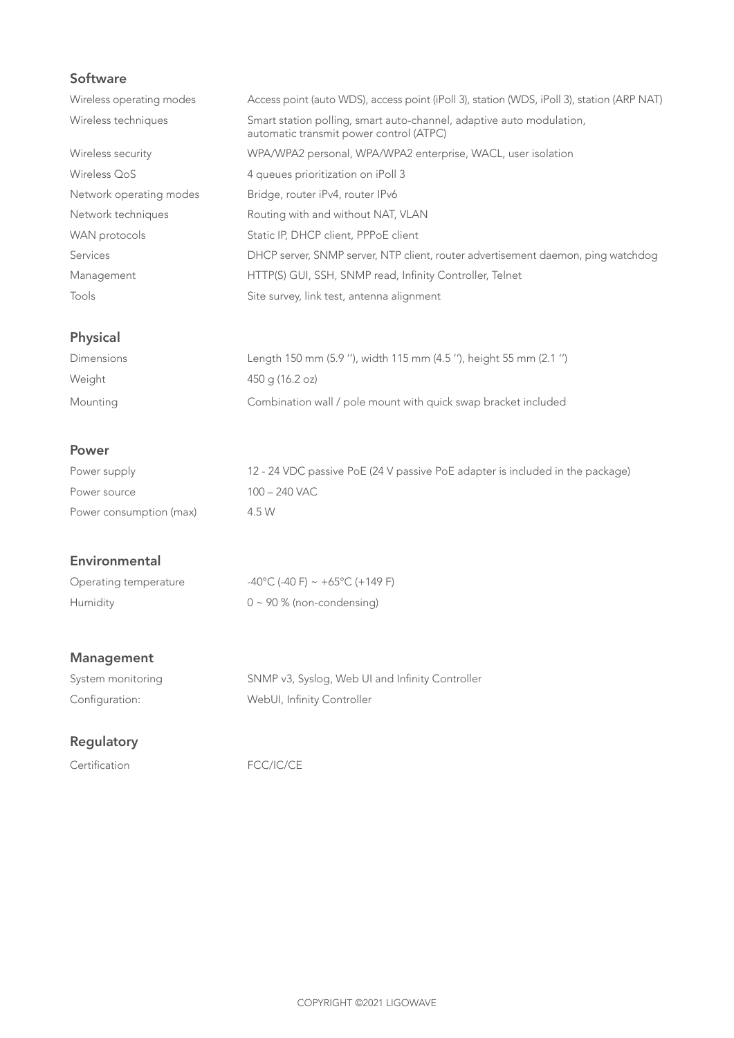## Software

| | |
|---|---|
| Wireless operating modes | Access point (auto WDS), access point (iPoll 3), station (WDS, iPoll 3), station (ARP NAT) |
| Wireless techniques | Smart station polling, smart auto-channel, adaptive auto modulation, automatic transmit power control (ATPC) |
| Wireless security | WPA/WPA2 personal, WPA/WPA2 enterprise, WACL, user isolation |
| Wireless QoS | 4 queues prioritization on iPoll 3 |
| Network operating modes | Bridge, router iPv4, router IPv6 |
| Network techniques | Routing with and without NAT, VLAN |
| WAN protocols | Static IP, DHCP client, PPPoE client |
| Services | DHCP server, SNMP server, NTP client, router advertisement daemon, ping watchdog |
| Management | HTTP(S) GUI, SSH, SNMP read, Infinity Controller, Telnet |
| Tools | Site survey, link test, antenna alignment |

## Physical

| | |
|---|---|
| Dimensions | Length 150 mm (5.9 ''), width 115 mm (4.5 ''), height 55 mm (2.1 '') |
| Weight | 450 g (16.2 oz) |
| Mounting | Combination wall / pole mount with quick swap bracket included |

## Power

| | |
|---|---|
| Power supply | 12 - 24 VDC passive PoE (24 V passive PoE adapter is included in the package) |
| Power source | 100 – 240 VAC |
| Power consumption (max) | 4.5 W |

## Environmental

| | |
|---|---|
| Operating temperature | -40°C (-40 F) ~ +65°C (+149 F) |
| Humidity | 0 ~ 90 % (non-condensing) |

## Management

| | |
|---|---|
| System monitoring | SNMP v3, Syslog, Web UI and Infinity Controller |
| Configuration: | WebUI, Infinity Controller |

## Regulatory

| | |
|---|---|
| Certification | FCC/IC/CE |

COPYRIGHT ©2021 LIGOWAVE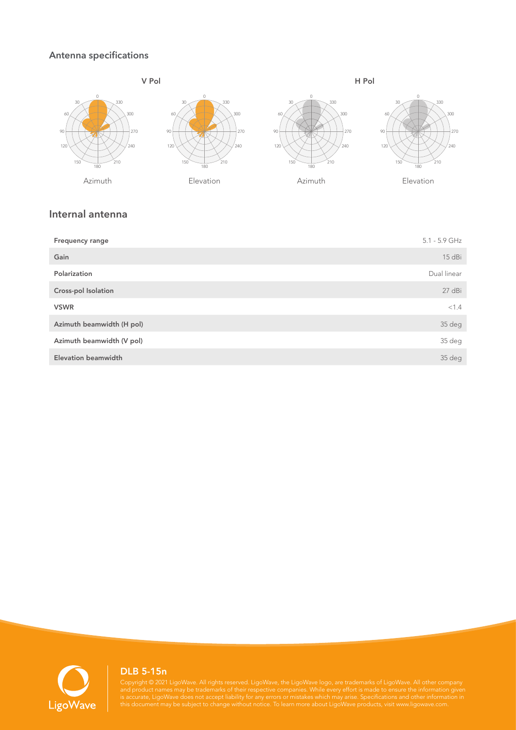## Antenna specifications

V Pol

H Pol

0
30
330
60
300
90
270
120
240
150
210
180

Azimuth

0
30
330
60
300
90
270
120
240
150
210
180

Elevation

0
30
330
60
300
90
270
120
240
150
210
180

Azimuth

0
30
330
60
300
90
270
120
240
150
210
180

Elevation

## Internal antenna

| | |
|---|---|
| **Frequency range** | 5.1 - 5.9 GHz |
| **Gain** | 15 dBi |
| **Polarization** | Dual linear |
| **Cross-pol Isolation** | 27 dBi |
| **VSWR** | <1.4 |
| **Azimuth beamwidth (H pol)** | 35 deg |
| **Azimuth beamwidth (V pol)** | 35 deg |
| **Elevation beamwidth** | 35 deg |

LigoWave

**DLB 5-15n**

Copyright © 2021 LigoWave. All rights reserved. LigoWave, the LigoWave logo, are trademarks of LigoWave. All other company and product names may be trademarks of their respective companies. While every effort is made to ensure the information given is accurate, LigoWave does not accept liability for any errors or mistakes which may arise. Specifications and other information in this document may be subject to change without notice. To learn more about LigoWave products, visit www.ligowave.com.